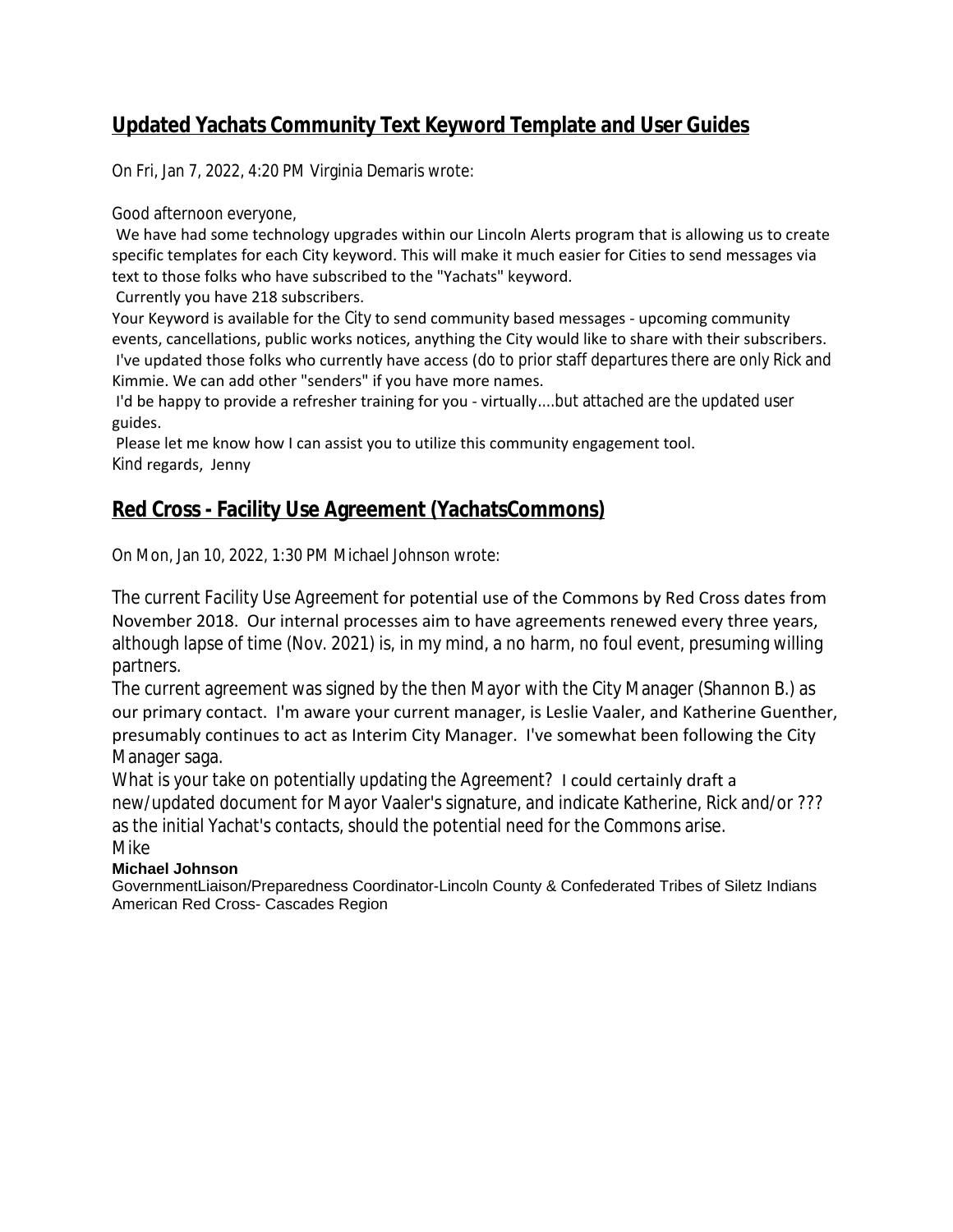## Updated Yachats Community Text Keyword Template and User Guides

On Fri, Jan 7, 2022, 4:20 PM Virginia Demaris wrote:

Good afternoon everyone,

We have had some technology upgrades within our Lincoln Alerts program that is allowing us to create specific templates for each City keyword. This will make it much easier for Cities to send messages via text to those folks who have subscribed to the "Yachats" keyword.

Currently you have 218 subscribers.

Your Keyword is available for the City to send community based messages - upcoming community events, cancellations, public works notices, anything the City would like to share with their subscribers.

I've updated those folks who currently have access (do to prior staff departures there are only Rick and Kimmie. We can add other "senders" if you have more names.

I'd be happy to provide a refresher training for you - virtually....but attached are the updated user guides.

Please let me know how I can assist you to utilize this community engagement tool.

Kind regards, Jenny

## Red Cross - Facility Use Agreement (YachatsCommons)

On Mon, Jan 10, 2022, 1:30 PM Michael Johnson wrote:

The current Facility Use Agreement for potential use of the Commons by Red Cross dates from November 2018. Our internal processes aim to have agreements renewed every three years, although lapse of time (Nov. 2021) is, in my mind, a no harm, no foul event, presuming willing partners.

The current agreement was signed by the then Mayor with the City Manager (Shannon B.) as our primary contact. I'm aware your current manager, is Leslie Vaaler, and Katherine Guenther, presumably continues to act as Interim City Manager. I've somewhat been following the City Manager saga.

What is your take on potentially updating the Agreement? I could certainly draft a new/updated document for Mayor Vaaler's signature, and indicate Katherine, Rick and/or ??? as the initial Yachat's contacts, should the potential need for the Commons arise.

Mike

**Michael Johnson**

GovernmentLiaison/Preparedness Coordinator-Lincoln County & Confederated Tribes of Siletz Indians

American Red Cross- Cascades Region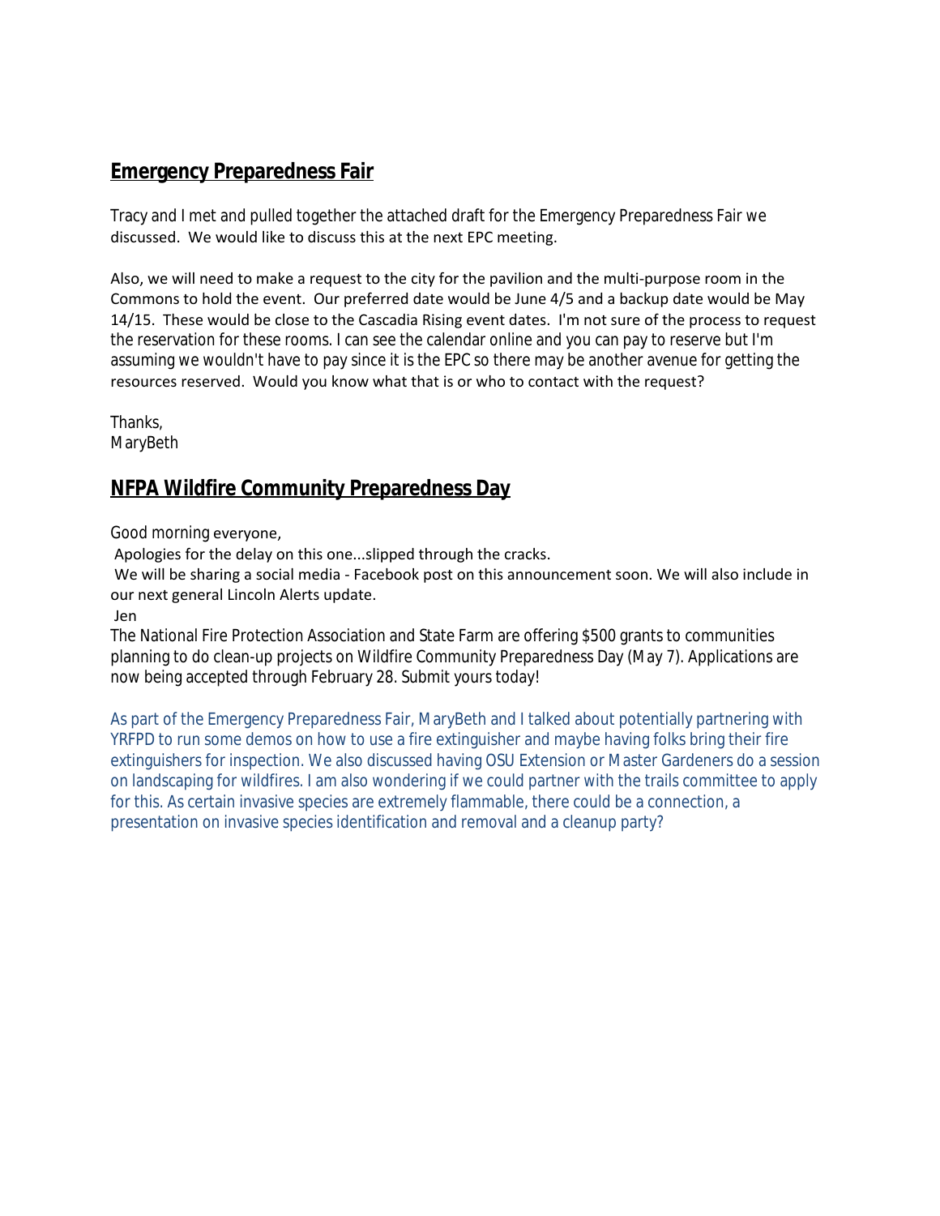## **Emergency Preparedness Fair**

Tracy and I met and pulled together the attached draft for the Emergency Preparedness Fair we discussed. We would like to discuss this at the next EPC meeting.

Also, we will need to make a request to the city for the pavilion and the multi-purpose room in the Commons to hold the event. Our preferred date would be June 4/5 and a backup date would be May 14/15. These would be close to the Cascadia Rising event dates. I'm not sure of the process to request the reservation for these rooms. I can see the calendar online and you can pay to reserve but I'm assuming we wouldn't have to pay since it is the EPC so there may be another avenue for getting the resources reserved. Would you know what that is or who to contact with the request?

Thanks,
MaryBeth

## **NFPA Wildfire Community Preparedness Day**

Good morning everyone,
Apologies for the delay on this one...slipped through the cracks.
We will be sharing a social media - Facebook post on this announcement soon. We will also include in our next general Lincoln Alerts update.
Jen
The National Fire Protection Association and State Farm are offering $500 grants to communities planning to do clean-up projects on Wildfire Community Preparedness Day (May 7). Applications are now being accepted through February 28. Submit yours today!

As part of the Emergency Preparedness Fair, MaryBeth and I talked about potentially partnering with YRFPD to run some demos on how to use a fire extinguisher and maybe having folks bring their fire extinguishers for inspection. We also discussed having OSU Extension or Master Gardeners do a session on landscaping for wildfires. I am also wondering if we could partner with the trails committee to apply for this. As certain invasive species are extremely flammable, there could be a connection, a presentation on invasive species identification and removal and a cleanup party?